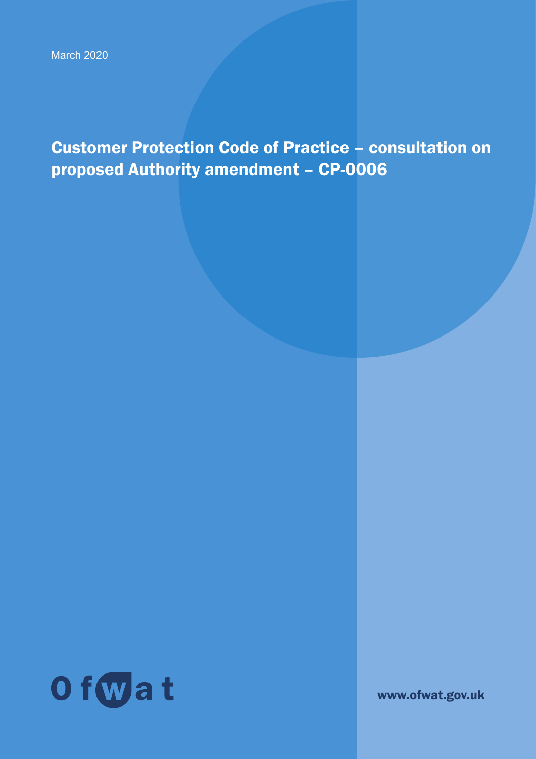March 2020

# Customer Protection Code of Practice – consultation on proposed Authority amendment – CP-0006

Ofwat

www.ofwat.gov.uk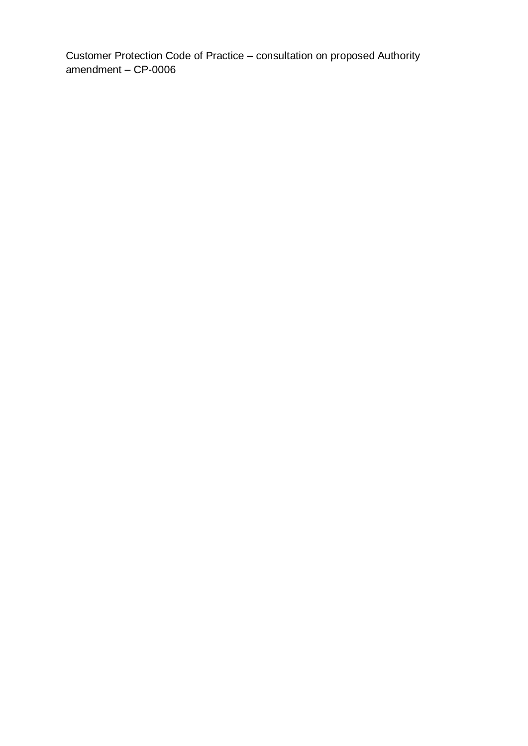Customer Protection Code of Practice – consultation on proposed Authority amendment – CP-0006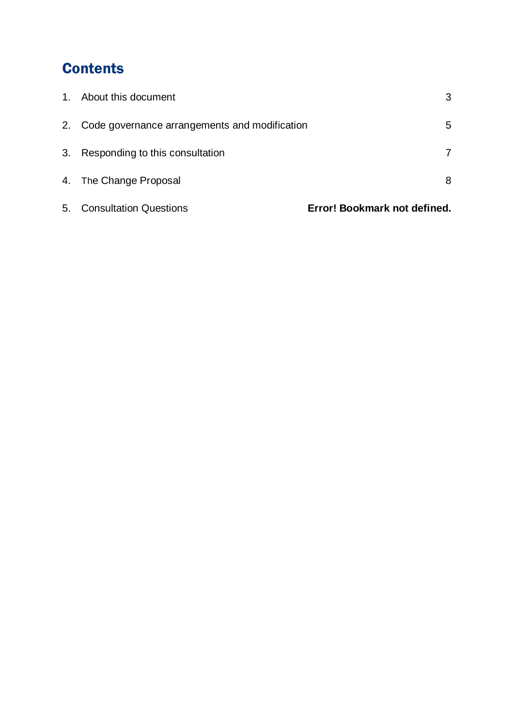## Contents

| | | |
|---|---|---|
| 1. | About this document | 3 |
| 2. | Code governance arrangements and modification | 5 |
| 3. | Responding to this consultation | 7 |
| 4. | The Change Proposal | 8 |
| 5. | Consultation Questions | **Error! Bookmark not defined.** |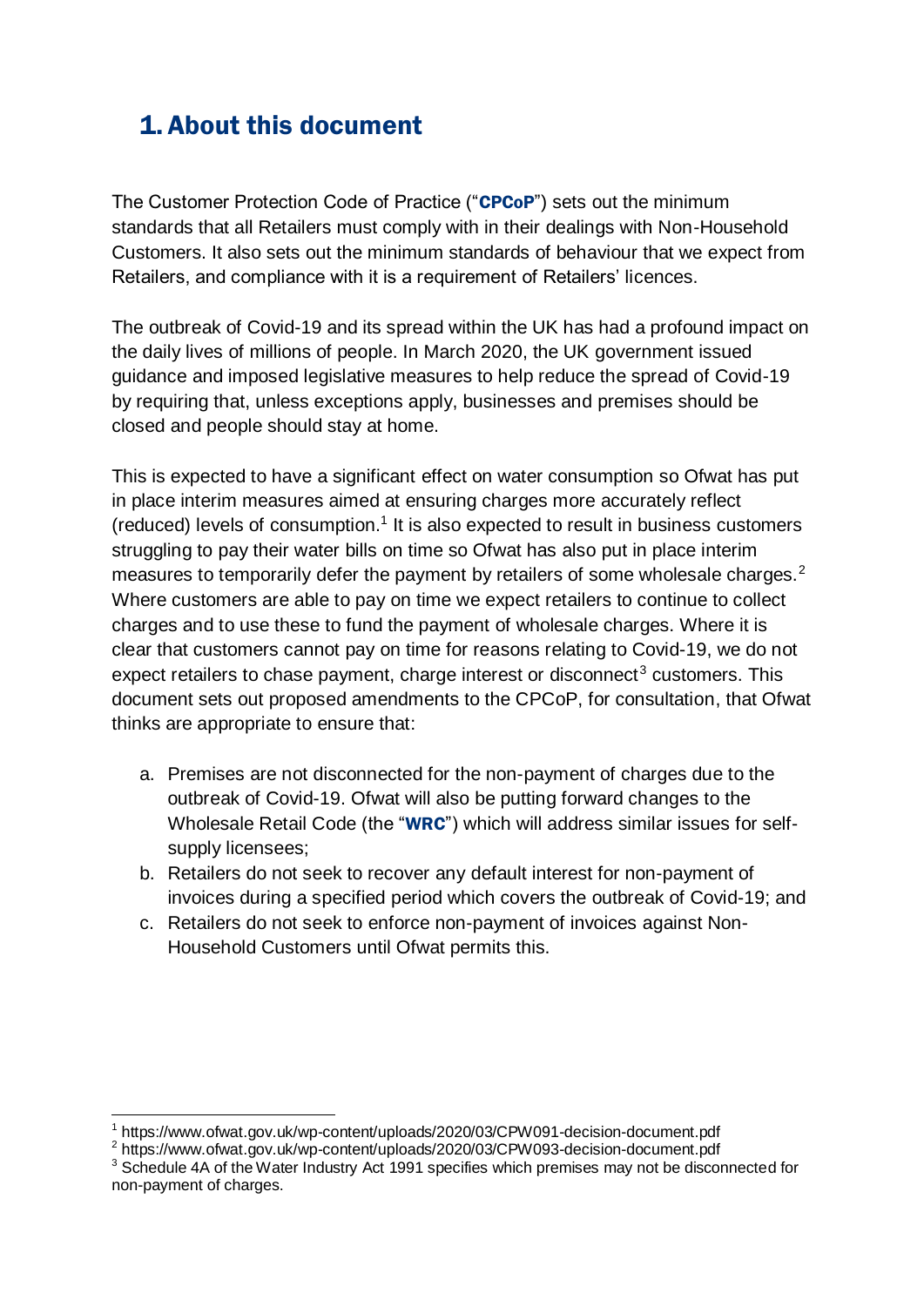# 1. About this document

The Customer Protection Code of Practice ("**CPCoP**") sets out the minimum standards that all Retailers must comply with in their dealings with Non-Household Customers. It also sets out the minimum standards of behaviour that we expect from Retailers, and compliance with it is a requirement of Retailers' licences.

The outbreak of Covid-19 and its spread within the UK has had a profound impact on the daily lives of millions of people. In March 2020, the UK government issued guidance and imposed legislative measures to help reduce the spread of Covid-19 by requiring that, unless exceptions apply, businesses and premises should be closed and people should stay at home.

This is expected to have a significant effect on water consumption so Ofwat has put in place interim measures aimed at ensuring charges more accurately reflect (reduced) levels of consumption.[1] It is also expected to result in business customers struggling to pay their water bills on time so Ofwat has also put in place interim measures to temporarily defer the payment by retailers of some wholesale charges.[2] Where customers are able to pay on time we expect retailers to continue to collect charges and to use these to fund the payment of wholesale charges. Where it is clear that customers cannot pay on time for reasons relating to Covid-19, we do not expect retailers to chase payment, charge interest or disconnect[3] customers. This document sets out proposed amendments to the CPCoP, for consultation, that Ofwat thinks are appropriate to ensure that:

a. Premises are not disconnected for the non-payment of charges due to the outbreak of Covid-19. Ofwat will also be putting forward changes to the Wholesale Retail Code (the "**WRC**") which will address similar issues for self-supply licensees;
b. Retailers do not seek to recover any default interest for non-payment of invoices during a specified period which covers the outbreak of Covid-19; and
c. Retailers do not seek to enforce non-payment of invoices against Non-Household Customers until Ofwat permits this.

[1] https://www.ofwat.gov.uk/wp-content/uploads/2020/03/CPW091-decision-document.pdf
[2] https://www.ofwat.gov.uk/wp-content/uploads/2020/03/CPW093-decision-document.pdf
[3] Schedule 4A of the Water Industry Act 1991 specifies which premises may not be disconnected for non-payment of charges.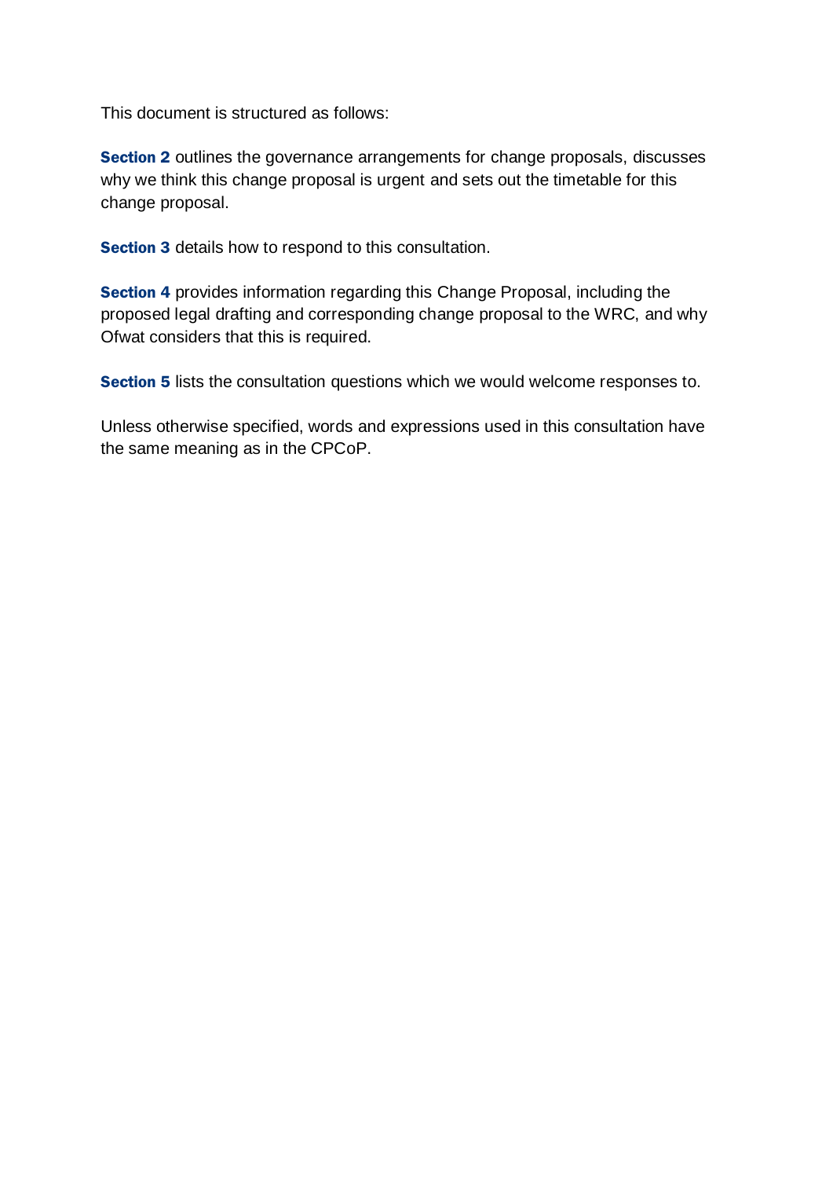This document is structured as follows:

**Section 2** outlines the governance arrangements for change proposals, discusses why we think this change proposal is urgent and sets out the timetable for this change proposal.

**Section 3** details how to respond to this consultation.

**Section 4** provides information regarding this Change Proposal, including the proposed legal drafting and corresponding change proposal to the WRC, and why Ofwat considers that this is required.

**Section 5** lists the consultation questions which we would welcome responses to.

Unless otherwise specified, words and expressions used in this consultation have the same meaning as in the CPCoP.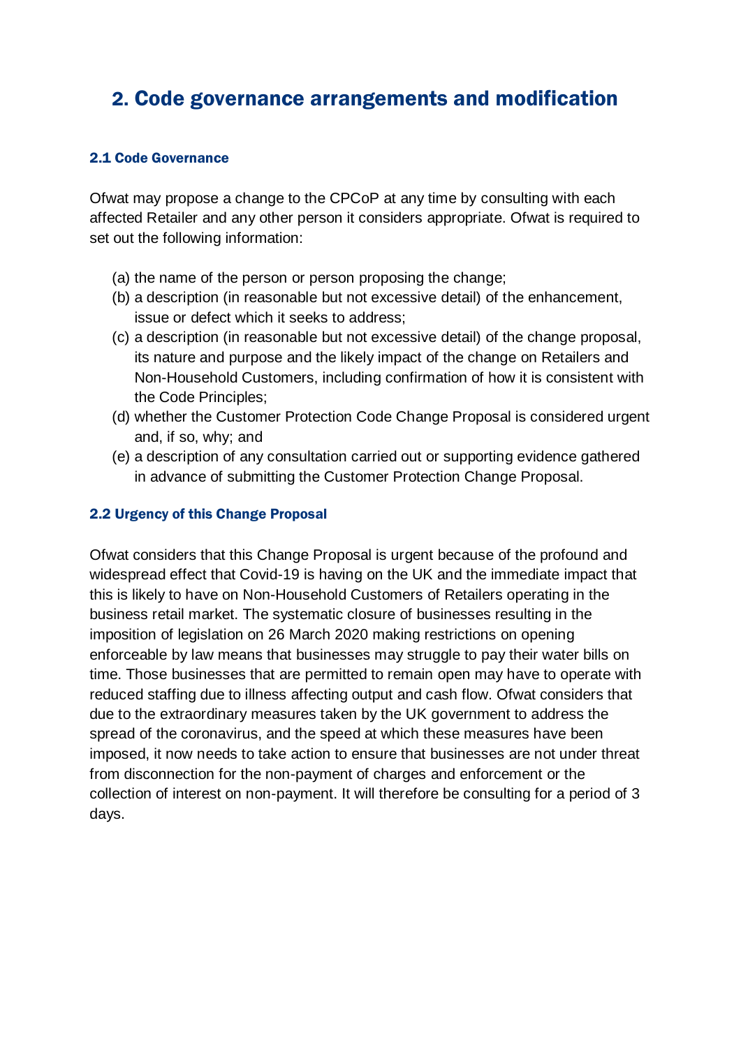## 2. Code governance arrangements and modification

### 2.1 Code Governance

Ofwat may propose a change to the CPCoP at any time by consulting with each affected Retailer and any other person it considers appropriate. Ofwat is required to set out the following information:

(a) the name of the person or person proposing the change;
(b) a description (in reasonable but not excessive detail) of the enhancement, issue or defect which it seeks to address;
(c) a description (in reasonable but not excessive detail) of the change proposal, its nature and purpose and the likely impact of the change on Retailers and Non-Household Customers, including confirmation of how it is consistent with the Code Principles;
(d) whether the Customer Protection Code Change Proposal is considered urgent and, if so, why; and
(e) a description of any consultation carried out or supporting evidence gathered in advance of submitting the Customer Protection Change Proposal.

### 2.2 Urgency of this Change Proposal

Ofwat considers that this Change Proposal is urgent because of the profound and widespread effect that Covid-19 is having on the UK and the immediate impact that this is likely to have on Non-Household Customers of Retailers operating in the business retail market. The systematic closure of businesses resulting in the imposition of legislation on 26 March 2020 making restrictions on opening enforceable by law means that businesses may struggle to pay their water bills on time. Those businesses that are permitted to remain open may have to operate with reduced staffing due to illness affecting output and cash flow. Ofwat considers that due to the extraordinary measures taken by the UK government to address the spread of the coronavirus, and the speed at which these measures have been imposed, it now needs to take action to ensure that businesses are not under threat from disconnection for the non-payment of charges and enforcement or the collection of interest on non-payment. It will therefore be consulting for a period of 3 days.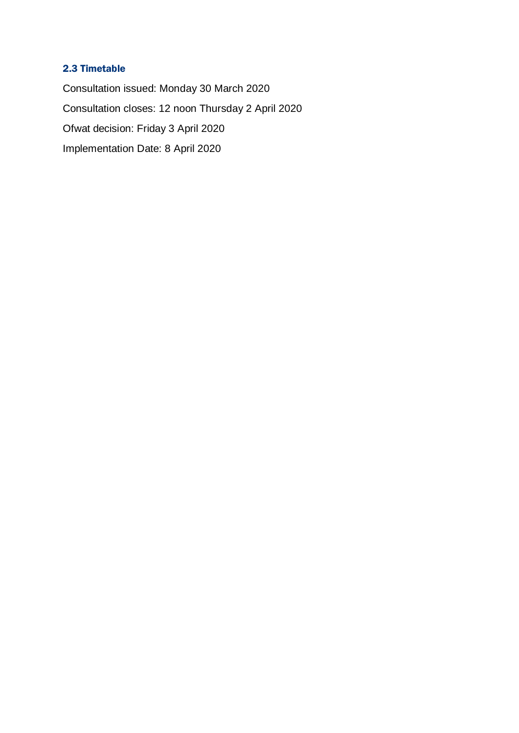### 2.3 Timetable

Consultation issued: Monday 30 March 2020

Consultation closes: 12 noon Thursday 2 April 2020

Ofwat decision: Friday 3 April 2020

Implementation Date: 8 April 2020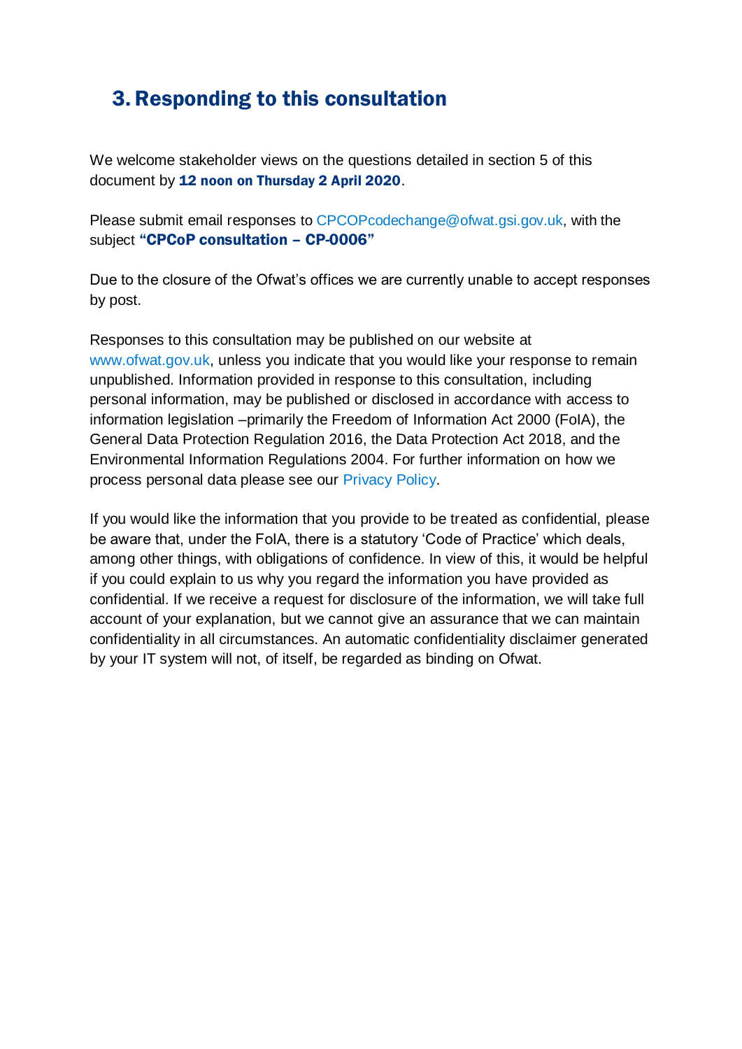## 3. Responding to this consultation

We welcome stakeholder views on the questions detailed in section 5 of this document by **12 noon on Thursday 2 April 2020**.

Please submit email responses to CPCOPcodechange@ofwat.gsi.gov.uk, with the subject **"CPCoP consultation – CP-0006"**

Due to the closure of the Ofwat's offices we are currently unable to accept responses by post.

Responses to this consultation may be published on our website at www.ofwat.gov.uk, unless you indicate that you would like your response to remain unpublished. Information provided in response to this consultation, including personal information, may be published or disclosed in accordance with access to information legislation –primarily the Freedom of Information Act 2000 (FoIA), the General Data Protection Regulation 2016, the Data Protection Act 2018, and the Environmental Information Regulations 2004. For further information on how we process personal data please see our Privacy Policy.

If you would like the information that you provide to be treated as confidential, please be aware that, under the FoIA, there is a statutory 'Code of Practice' which deals, among other things, with obligations of confidence. In view of this, it would be helpful if you could explain to us why you regard the information you have provided as confidential. If we receive a request for disclosure of the information, we will take full account of your explanation, but we cannot give an assurance that we can maintain confidentiality in all circumstances. An automatic confidentiality disclaimer generated by your IT system will not, of itself, be regarded as binding on Ofwat.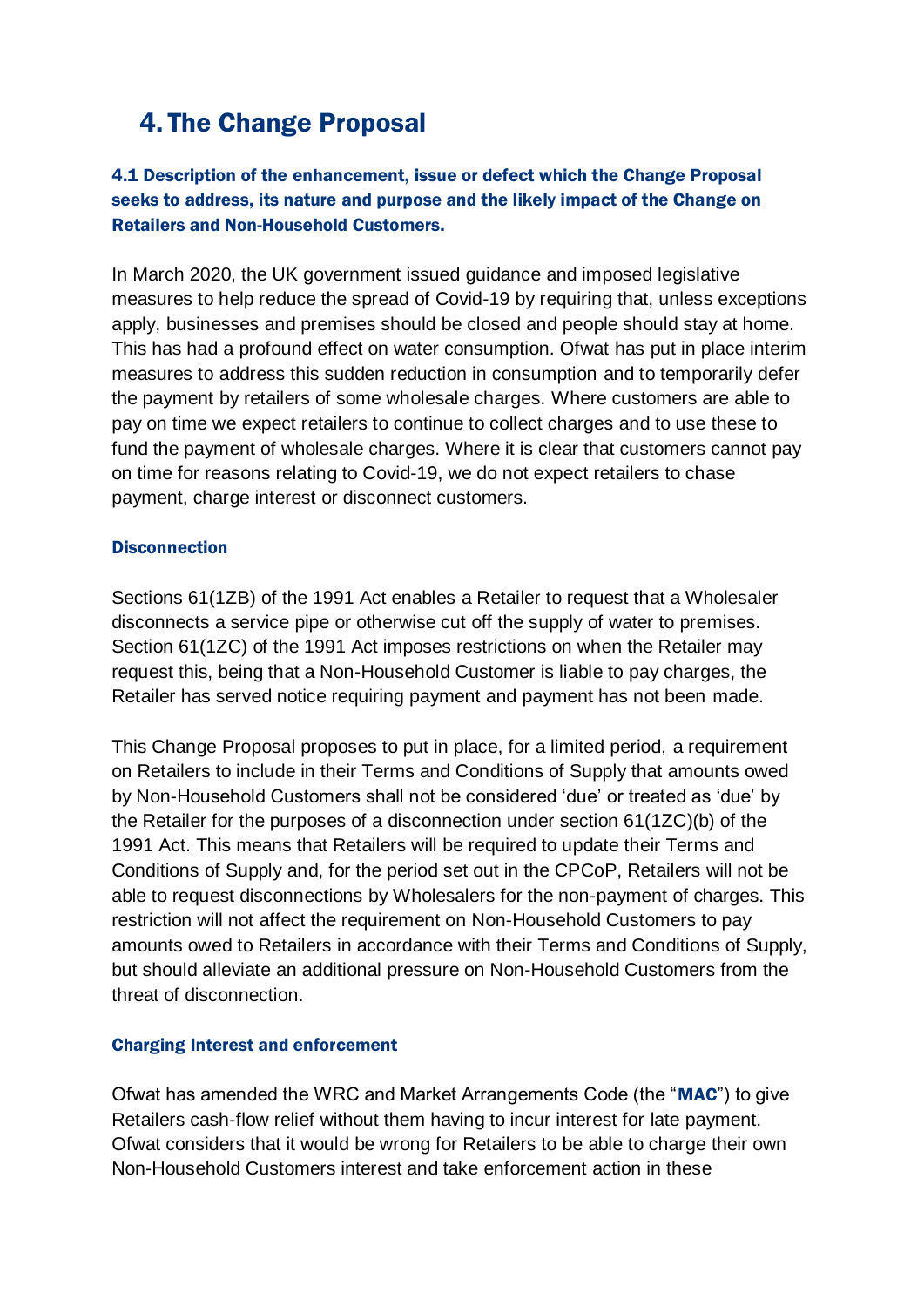# 4. The Change Proposal

### 4.1 Description of the enhancement, issue or defect which the Change Proposal seeks to address, its nature and purpose and the likely impact of the Change on Retailers and Non-Household Customers.

In March 2020, the UK government issued guidance and imposed legislative measures to help reduce the spread of Covid-19 by requiring that, unless exceptions apply, businesses and premises should be closed and people should stay at home. This has had a profound effect on water consumption. Ofwat has put in place interim measures to address this sudden reduction in consumption and to temporarily defer the payment by retailers of some wholesale charges. Where customers are able to pay on time we expect retailers to continue to collect charges and to use these to fund the payment of wholesale charges. Where it is clear that customers cannot pay on time for reasons relating to Covid-19, we do not expect retailers to chase payment, charge interest or disconnect customers.

#### Disconnection

Sections 61(1ZB) of the 1991 Act enables a Retailer to request that a Wholesaler disconnects a service pipe or otherwise cut off the supply of water to premises. Section 61(1ZC) of the 1991 Act imposes restrictions on when the Retailer may request this, being that a Non-Household Customer is liable to pay charges, the Retailer has served notice requiring payment and payment has not been made.

This Change Proposal proposes to put in place, for a limited period, a requirement on Retailers to include in their Terms and Conditions of Supply that amounts owed by Non-Household Customers shall not be considered 'due' or treated as 'due' by the Retailer for the purposes of a disconnection under section 61(1ZC)(b) of the 1991 Act. This means that Retailers will be required to update their Terms and Conditions of Supply and, for the period set out in the CPCoP, Retailers will not be able to request disconnections by Wholesalers for the non-payment of charges. This restriction will not affect the requirement on Non-Household Customers to pay amounts owed to Retailers in accordance with their Terms and Conditions of Supply, but should alleviate an additional pressure on Non-Household Customers from the threat of disconnection.

#### Charging Interest and enforcement

Ofwat has amended the WRC and Market Arrangements Code (the "**MAC**") to give Retailers cash-flow relief without them having to incur interest for late payment. Ofwat considers that it would be wrong for Retailers to be able to charge their own Non-Household Customers interest and take enforcement action in these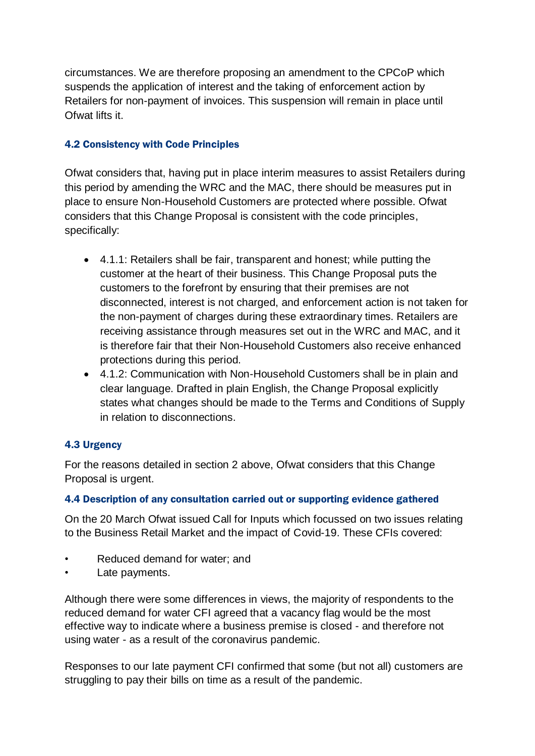circumstances. We are therefore proposing an amendment to the CPCoP which suspends the application of interest and the taking of enforcement action by Retailers for non-payment of invoices. This suspension will remain in place until Ofwat lifts it.

### 4.2 Consistency with Code Principles

Ofwat considers that, having put in place interim measures to assist Retailers during this period by amending the WRC and the MAC, there should be measures put in place to ensure Non-Household Customers are protected where possible. Ofwat considers that this Change Proposal is consistent with the code principles, specifically:

- 4.1.1: Retailers shall be fair, transparent and honest; while putting the customer at the heart of their business. This Change Proposal puts the customers to the forefront by ensuring that their premises are not disconnected, interest is not charged, and enforcement action is not taken for the non-payment of charges during these extraordinary times. Retailers are receiving assistance through measures set out in the WRC and MAC, and it is therefore fair that their Non-Household Customers also receive enhanced protections during this period.
- 4.1.2: Communication with Non-Household Customers shall be in plain and clear language. Drafted in plain English, the Change Proposal explicitly states what changes should be made to the Terms and Conditions of Supply in relation to disconnections.

### 4.3 Urgency

For the reasons detailed in section 2 above, Ofwat considers that this Change Proposal is urgent.

### 4.4 Description of any consultation carried out or supporting evidence gathered

On the 20 March Ofwat issued Call for Inputs which focussed on two issues relating to the Business Retail Market and the impact of Covid-19. These CFIs covered:

- Reduced demand for water; and
- Late payments.

Although there were some differences in views, the majority of respondents to the reduced demand for water CFI agreed that a vacancy flag would be the most effective way to indicate where a business premise is closed - and therefore not using water - as a result of the coronavirus pandemic.

Responses to our late payment CFI confirmed that some (but not all) customers are struggling to pay their bills on time as a result of the pandemic.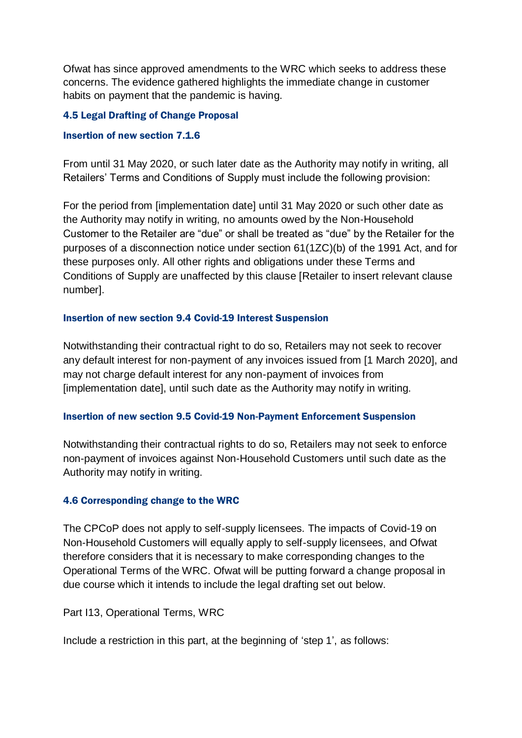Ofwat has since approved amendments to the WRC which seeks to address these concerns. The evidence gathered highlights the immediate change in customer habits on payment that the pandemic is having.

### 4.5 Legal Drafting of Change Proposal

#### Insertion of new section 7.1.6

From until 31 May 2020, or such later date as the Authority may notify in writing, all Retailers' Terms and Conditions of Supply must include the following provision:

For the period from [implementation date] until 31 May 2020 or such other date as the Authority may notify in writing, no amounts owed by the Non-Household Customer to the Retailer are "due" or shall be treated as "due" by the Retailer for the purposes of a disconnection notice under section 61(1ZC)(b) of the 1991 Act, and for these purposes only. All other rights and obligations under these Terms and Conditions of Supply are unaffected by this clause [Retailer to insert relevant clause number].

#### Insertion of new section 9.4 Covid-19 Interest Suspension

Notwithstanding their contractual right to do so, Retailers may not seek to recover any default interest for non-payment of any invoices issued from [1 March 2020], and may not charge default interest for any non-payment of invoices from [implementation date], until such date as the Authority may notify in writing.

#### Insertion of new section 9.5 Covid-19 Non-Payment Enforcement Suspension

Notwithstanding their contractual rights to do so, Retailers may not seek to enforce non-payment of invoices against Non-Household Customers until such date as the Authority may notify in writing.

### 4.6 Corresponding change to the WRC

The CPCoP does not apply to self-supply licensees. The impacts of Covid-19 on Non-Household Customers will equally apply to self-supply licensees, and Ofwat therefore considers that it is necessary to make corresponding changes to the Operational Terms of the WRC. Ofwat will be putting forward a change proposal in due course which it intends to include the legal drafting set out below.

Part I13, Operational Terms, WRC

Include a restriction in this part, at the beginning of 'step 1', as follows: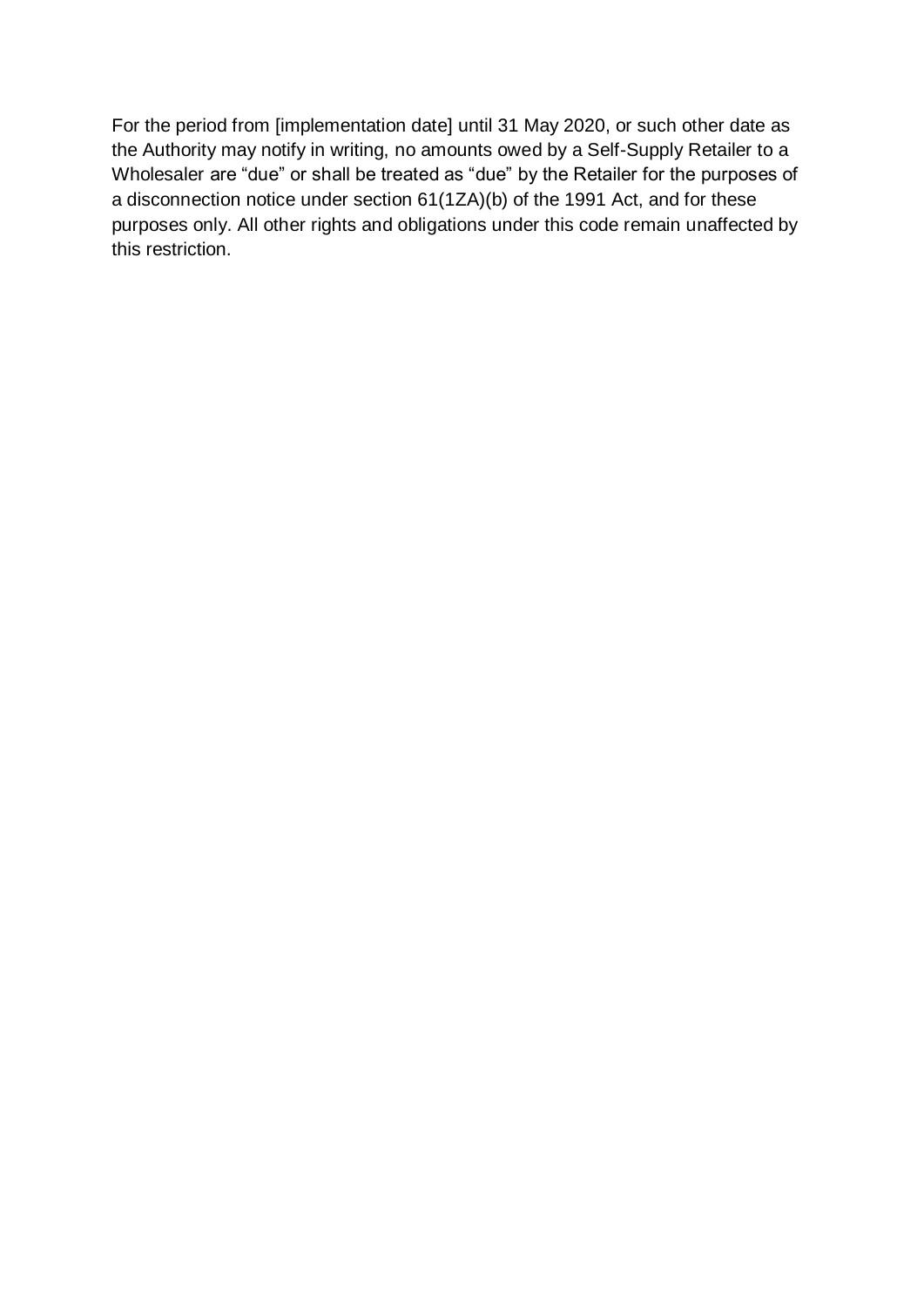For the period from [implementation date] until 31 May 2020, or such other date as the Authority may notify in writing, no amounts owed by a Self-Supply Retailer to a Wholesaler are "due" or shall be treated as "due" by the Retailer for the purposes of a disconnection notice under section 61(1ZA)(b) of the 1991 Act, and for these purposes only. All other rights and obligations under this code remain unaffected by this restriction.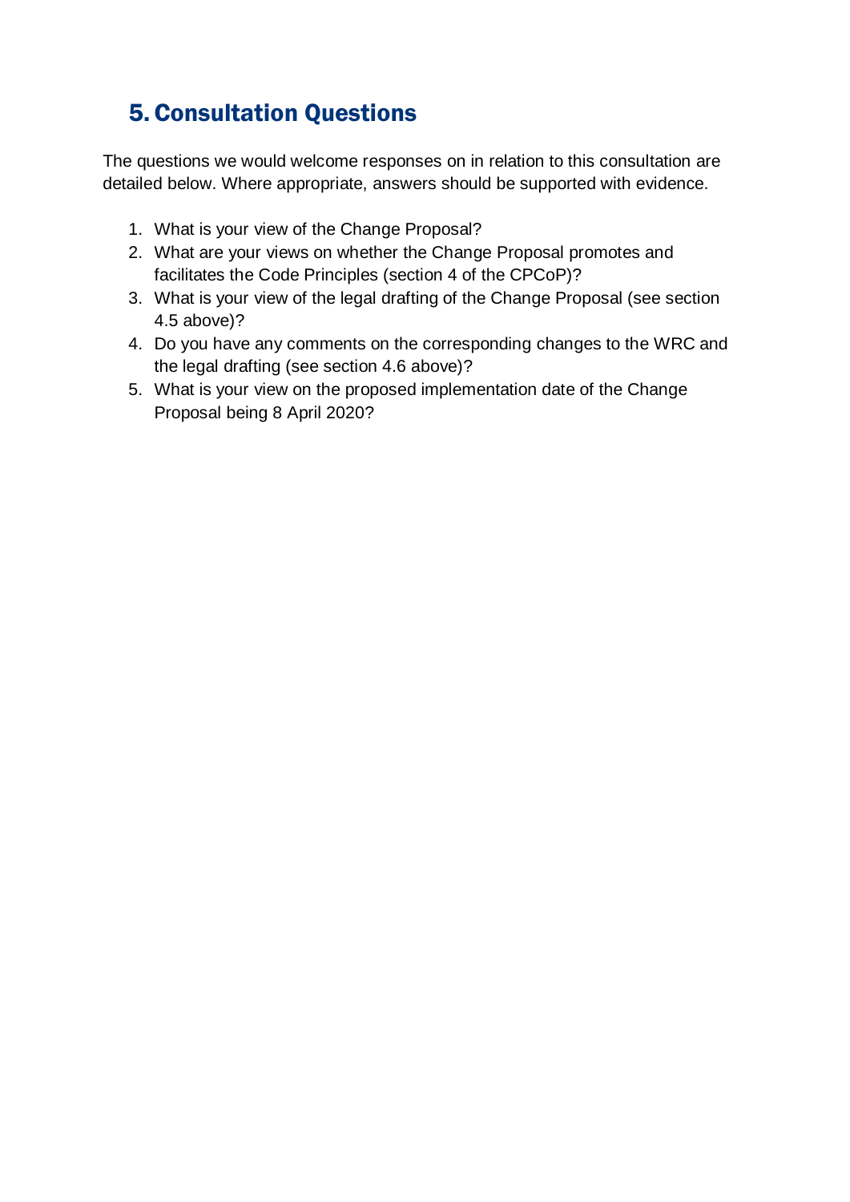## 5. Consultation Questions

The questions we would welcome responses on in relation to this consultation are detailed below. Where appropriate, answers should be supported with evidence.

1. What is your view of the Change Proposal?
2. What are your views on whether the Change Proposal promotes and facilitates the Code Principles (section 4 of the CPCoP)?
3. What is your view of the legal drafting of the Change Proposal (see section 4.5 above)?
4. Do you have any comments on the corresponding changes to the WRC and the legal drafting (see section 4.6 above)?
5. What is your view on the proposed implementation date of the Change Proposal being 8 April 2020?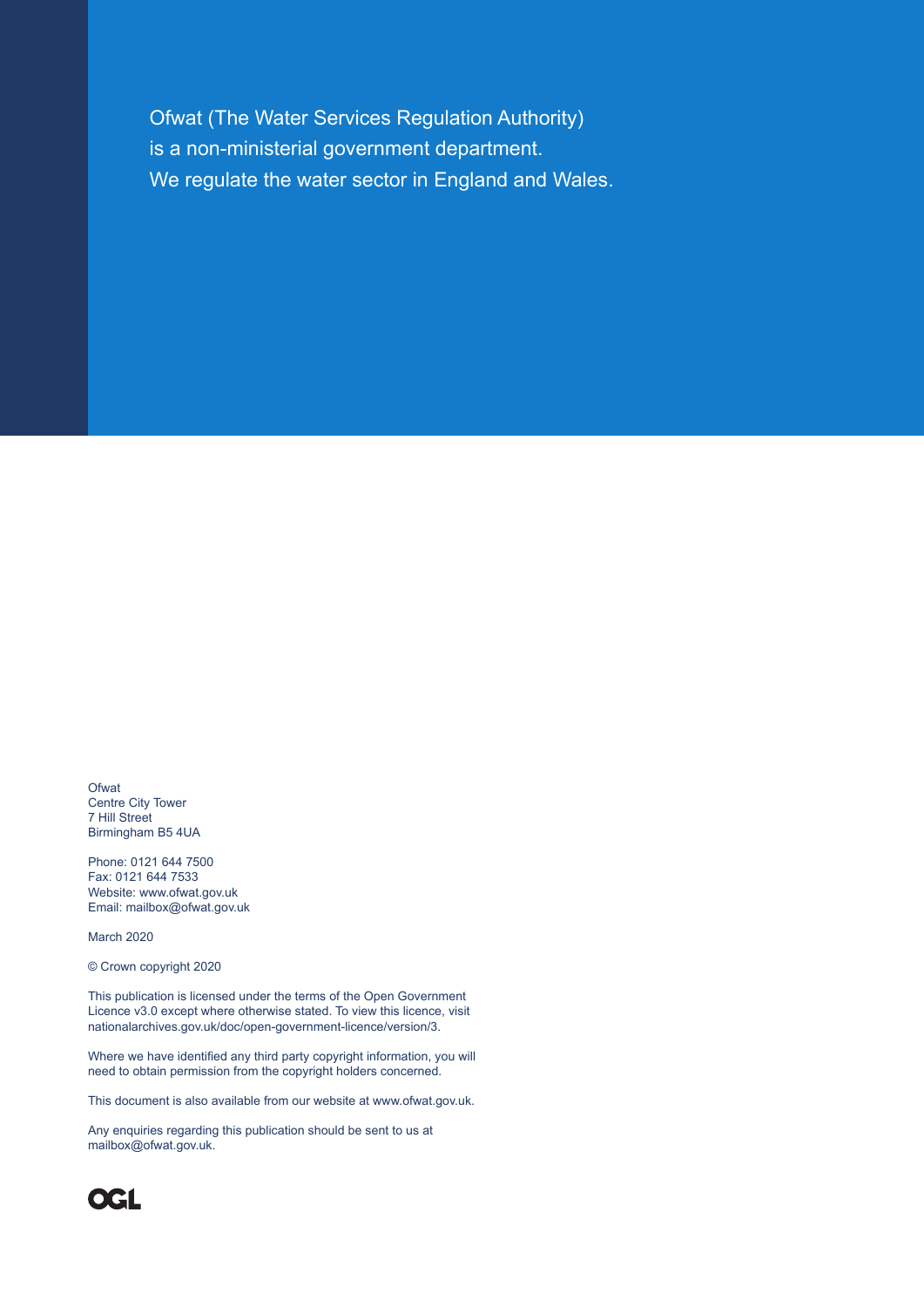Ofwat (The Water Services Regulation Authority)
is a non-ministerial government department.
We regulate the water sector in England and Wales.

Ofwat
Centre City Tower
7 Hill Street
Birmingham B5 4UA

Phone: 0121 644 7500
Fax: 0121 644 7533
Website: www.ofwat.gov.uk
Email: mailbox@ofwat.gov.uk

March 2020

© Crown copyright 2020

This publication is licensed under the terms of the Open Government Licence v3.0 except where otherwise stated. To view this licence, visit nationalarchives.gov.uk/doc/open-government-licence/version/3.

Where we have identified any third party copyright information, you will need to obtain permission from the copyright holders concerned.

This document is also available from our website at www.ofwat.gov.uk.

Any enquiries regarding this publication should be sent to us at mailbox@ofwat.gov.uk.

OGL